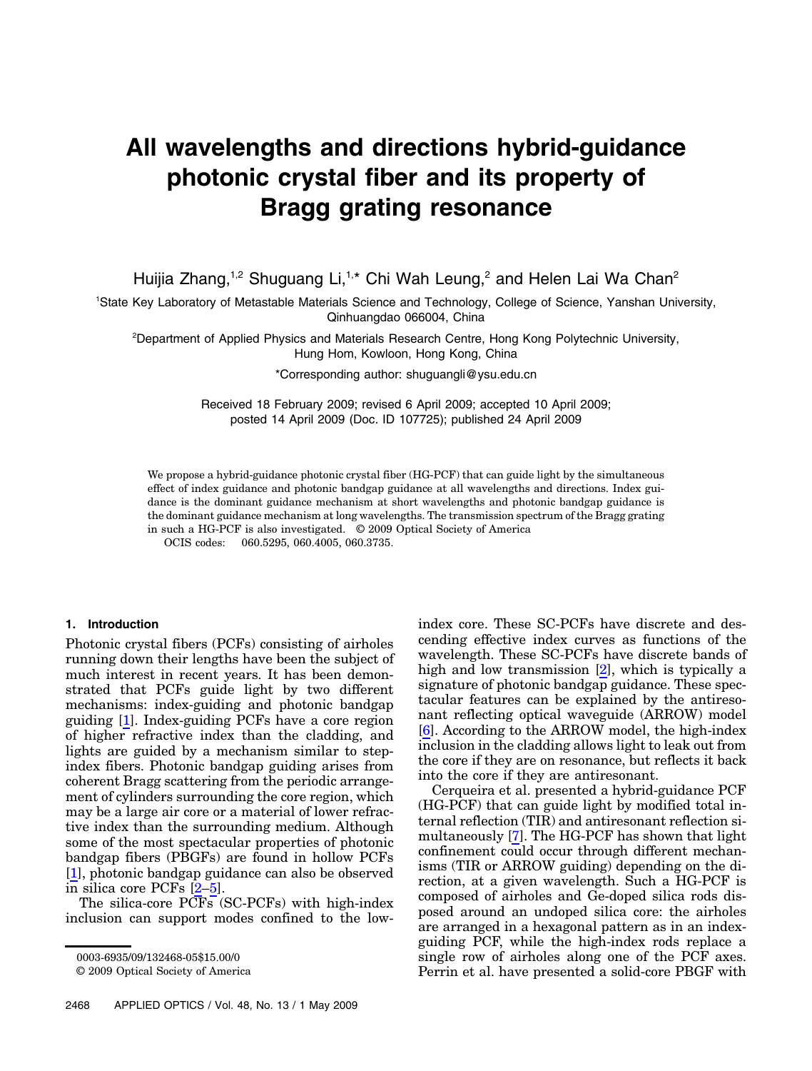# All wavelengths and directions hybrid-guidance photonic crystal fiber and its property of Bragg grating resonance

Huijia Zhang,[1,2] Shuguang Li,[1,*] Chi Wah Leung,[2] and Helen Lai Wa Chan[2]

[1]State Key Laboratory of Metastable Materials Science and Technology, College of Science, Yanshan University, Qinhuangdao 066004, China

[2]Department of Applied Physics and Materials Research Centre, Hong Kong Polytechnic University, Hung Hom, Kowloon, Hong Kong, China

*Corresponding author: shuguangli@ysu.edu.cn

Received 18 February 2009; revised 6 April 2009; accepted 10 April 2009; posted 14 April 2009 (Doc. ID 107725); published 24 April 2009

We propose a hybrid-guidance photonic crystal fiber (HG-PCF) that can guide light by the simultaneous effect of index guidance and photonic bandgap guidance at all wavelengths and directions. Index guidance is the dominant guidance mechanism at short wavelengths and photonic bandgap guidance is the dominant guidance mechanism at long wavelengths. The transmission spectrum of the Bragg grating in such a HG-PCF is also investigated. © 2009 Optical Society of America

OCIS codes: 060.5295, 060.4005, 060.3735.

## 1. Introduction

Photonic crystal fibers (PCFs) consisting of airholes running down their lengths have been the subject of much interest in recent years. It has been demonstrated that PCFs guide light by two different mechanisms: index-guiding and photonic bandgap guiding [1]. Index-guiding PCFs have a core region of higher refractive index than the cladding, and lights are guided by a mechanism similar to step-index fibers. Photonic bandgap guiding arises from coherent Bragg scattering from the periodic arrangement of cylinders surrounding the core region, which may be a large air core or a material of lower refractive index than the surrounding medium. Although some of the most spectacular properties of photonic bandgap fibers (PBGFs) are found in hollow PCFs [1], photonic bandgap guidance can also be observed in silica core PCFs [2–5].

The silica-core PCFs (SC-PCFs) with high-index inclusion can support modes confined to the low-index core. These SC-PCFs have discrete and descending effective index curves as functions of the wavelength. These SC-PCFs have discrete bands of high and low transmission [2], which is typically a signature of photonic bandgap guidance. These spectacular features can be explained by the antiresonant reflecting optical waveguide (ARROW) model [6]. According to the ARROW model, the high-index inclusion in the cladding allows light to leak out from the core if they are on resonance, but reflects it back into the core if they are antiresonant.

Cerqueira et al. presented a hybrid-guidance PCF (HG-PCF) that can guide light by modified total internal reflection (TIR) and antiresonant reflection simultaneously [7]. The HG-PCF has shown that light confinement could occur through different mechanisms (TIR or ARROW guiding) depending on the direction, at a given wavelength. Such a HG-PCF is composed of airholes and Ge-doped silica rods disposed around an undoped silica core: the airholes are arranged in a hexagonal pattern as in an index-guiding PCF, while the high-index rods replace a single row of airholes along one of the PCF axes. Perrin et al. have presented a solid-core PBGF with

0003-6935/09/132468-05$15.00/0

© 2009 Optical Society of America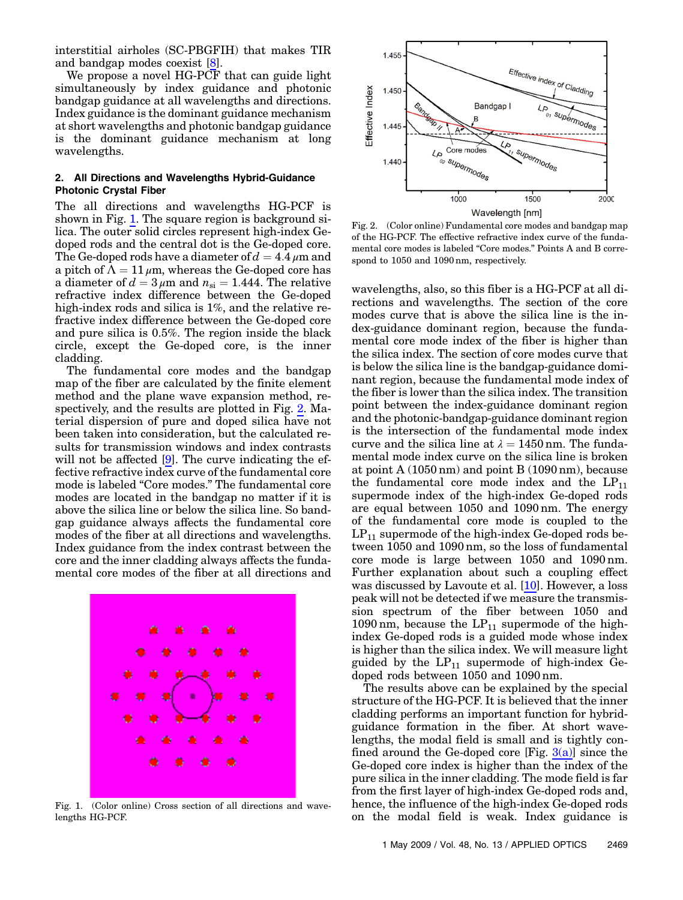interstitial airholes (SC-PBGFIH) that makes TIR and bandgap modes coexist [8].

We propose a novel HG-PCF that can guide light simultaneously by index guidance and photonic bandgap guidance at all wavelengths and directions. Index guidance is the dominant guidance mechanism at short wavelengths and photonic bandgap guidance is the dominant guidance mechanism at long wavelengths.

## 2. All Directions and Wavelengths Hybrid-Guidance Photonic Crystal Fiber

The all directions and wavelengths HG-PCF is shown in Fig. 1. The square region is background silica. The outer solid circles represent high-index Ge-doped rods and the central dot is the Ge-doped core. The Ge-doped rods have a diameter of $d = 4.4\,\mu$m and a pitch of $\Lambda = 11\,\mu$m, whereas the Ge-doped core has a diameter of $d = 3\,\mu$m and $n_{si} = 1.444$. The relative refractive index difference between the Ge-doped high-index rods and silica is 1%, and the relative refractive index difference between the Ge-doped core and pure silica is 0.5%. The region inside the black circle, except the Ge-doped core, is the inner cladding.

The fundamental core modes and the bandgap map of the fiber are calculated by the finite element method and the plane wave expansion method, respectively, and the results are plotted in Fig. 2. Material dispersion of pure and doped silica have not been taken into consideration, but the calculated results for transmission windows and index contrasts will not be affected [9]. The curve indicating the effective refractive index curve of the fundamental core mode is labeled "Core modes." The fundamental core modes are located in the bandgap no matter if it is above the silica line or below the silica line. So bandgap guidance always affects the fundamental core modes of the fiber at all directions and wavelengths. Index guidance from the index contrast between the core and the inner cladding always affects the fundamental core modes of the fiber at all directions and wavelengths, also, so this fiber is a HG-PCF at all directions and wavelengths. The section of the core modes curve that is above the silica line is the index-guidance dominant region, because the fundamental core mode index of the fiber is higher than the silica index. The section of core modes curve that is below the silica line is the bandgap-guidance dominant region, because the fundamental mode index of the fiber is lower than the silica index. The transition point between the index-guidance dominant region and the photonic-bandgap-guidance dominant region is the intersection of the fundamental mode index curve and the silica line at $\lambda = 1450$ nm. The fundamental mode index curve on the silica line is broken at point A (1050 nm) and point B (1090 nm), because the fundamental core mode index and the $LP_{11}$ supermode index of the high-index Ge-doped rods are equal between 1050 and 1090 nm. The energy of the fundamental core mode is coupled to the $LP_{11}$ supermode of the high-index Ge-doped rods between 1050 and 1090 nm, so the loss of fundamental core mode is large between 1050 and 1090 nm. Further explanation about such a coupling effect was discussed by Lavoute et al. [10]. However, a loss peak will not be detected if we measure the transmission spectrum of the fiber between 1050 and 1090 nm, because the $LP_{11}$ supermode of the high-index Ge-doped rods is a guided mode whose index is higher than the silica index. We will measure light guided by the $LP_{11}$ supermode of high-index Ge-doped rods between 1050 and 1090 nm.

The results above can be explained by the special structure of the HG-PCF. It is believed that the inner cladding performs an important function for hybrid-guidance formation in the fiber. At short wavelengths, the modal field is small and is tightly confined around the Ge-doped core [Fig. 3(a)] since the Ge-doped core index is higher than the index of the pure silica in the inner cladding. The mode field is far from the first layer of high-index Ge-doped rods and, hence, the influence of the high-index Ge-doped rods on the modal field is weak. Index guidance is

Fig. 1. (Color online) Cross section of all directions and wavelengths HG-PCF.

Fig. 2. (Color online) Fundamental core modes and bandgap map of the HG-PCF. The effective refractive index curve of the fundamental core modes is labeled "Core modes." Points A and B correspond to 1050 and 1090 nm, respectively.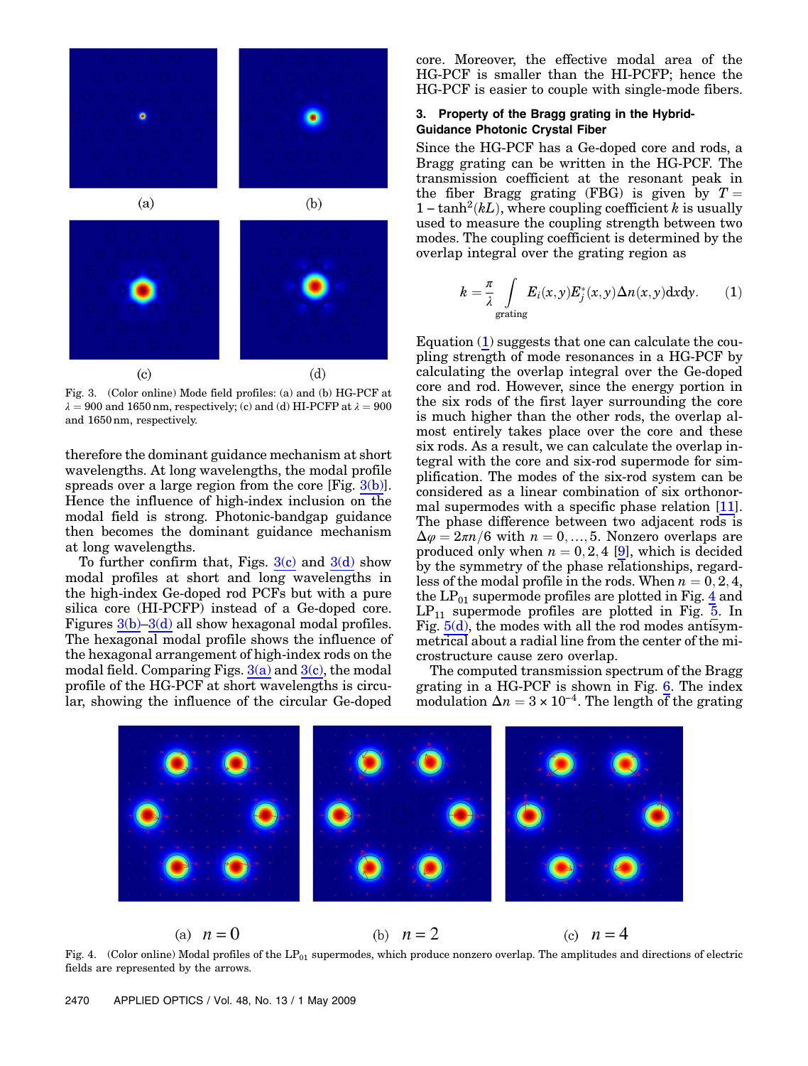Fig. 3. (Color online) Mode field profiles: (a) and (b) HG-PCF at $\lambda = 900$ and 1650 nm, respectively; (c) and (d) HI-PCFP at $\lambda = 900$ and 1650 nm, respectively.

therefore the dominant guidance mechanism at short wavelengths. At long wavelengths, the modal profile spreads over a large region from the core [Fig. 3(b)]. Hence the influence of high-index inclusion on the modal field is strong. Photonic-bandgap guidance then becomes the dominant guidance mechanism at long wavelengths.

To further confirm that, Figs. 3(c) and 3(d) show modal profiles at short and long wavelengths in the high-index Ge-doped rod PCFs but with a pure silica core (HI-PCFP) instead of a Ge-doped core. Figures 3(b)–3(d) all show hexagonal modal profiles. The hexagonal modal profile shows the influence of the hexagonal arrangement of high-index rods on the modal field. Comparing Figs. 3(a) and 3(c), the modal profile of the HG-PCF at short wavelengths is circular, showing the influence of the circular Ge-doped core. Moreover, the effective modal area of the HG-PCF is smaller than the HI-PCFP; hence the HG-PCF is easier to couple with single-mode fibers.

### 3. Property of the Bragg grating in the Hybrid-Guidance Photonic Crystal Fiber

Since the HG-PCF has a Ge-doped core and rods, a Bragg grating can be written in the HG-PCF. The transmission coefficient at the resonant peak in the fiber Bragg grating (FBG) is given by $T = 1 - \tanh^2(kL)$, where coupling coefficient $k$ is usually used to measure the coupling strength between two modes. The coupling coefficient is determined by the overlap integral over the grating region as

$$k = \frac{\pi}{\lambda} \int_{\text{grating}} E_i(x,y) E_j^*(x,y) \Delta n(x,y) \mathrm{d}x\mathrm{d}y. \quad (1)$$

Equation (1) suggests that one can calculate the coupling strength of mode resonances in a HG-PCF by calculating the overlap integral over the Ge-doped core and rod. However, since the energy portion in the six rods of the first layer surrounding the core is much higher than the other rods, the overlap almost entirely takes place over the core and these six rods. As a result, we can calculate the overlap integral with the core and six-rod supermode for simplification. The modes of the six-rod system can be considered as a linear combination of six orthonormal supermodes with a specific phase relation [11]. The phase difference between two adjacent rods is $\Delta\varphi = 2\pi n/6$ with $n = 0, \ldots, 5$. Nonzero overlaps are produced only when $n = 0, 2, 4$ [9], which is decided by the symmetry of the phase relationships, regardless of the modal profile in the rods. When $n = 0, 2, 4$, the $LP_{01}$ supermode profiles are plotted in Fig. 4 and $LP_{11}$ supermode profiles are plotted in Fig. 5. In Fig. 5(d), the modes with all the rod modes antisymmetrical about a radial line from the center of the microstructure cause zero overlap.

The computed transmission spectrum of the Bragg grating in a HG-PCF is shown in Fig. 6. The index modulation $\Delta n = 3 \times 10^{-4}$. The length of the grating

(a) $n = 0$ (b) $n = 2$ (c) $n = 4$

Fig. 4. (Color online) Modal profiles of the $LP_{01}$ supermodes, which produce nonzero overlap. The amplitudes and directions of electric fields are represented by the arrows.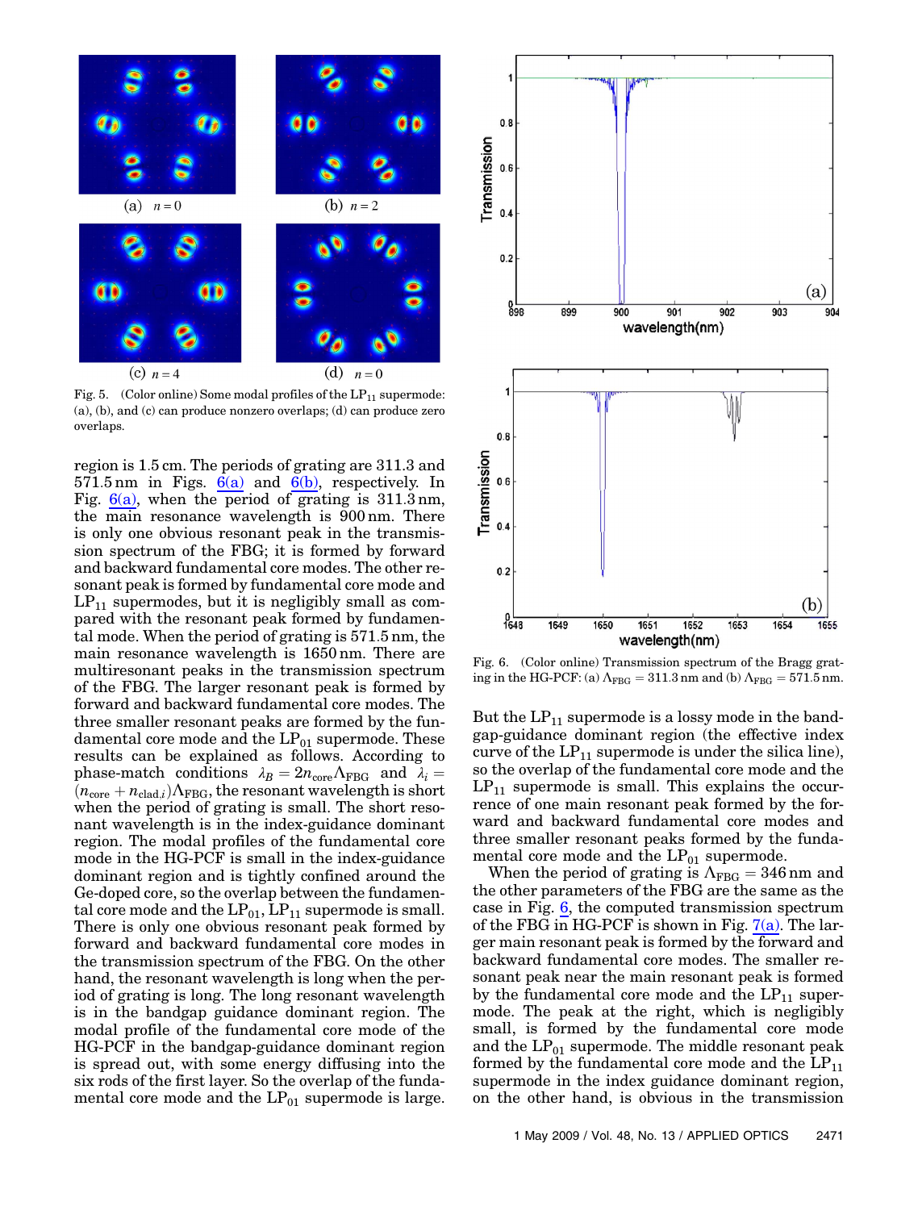Fig. 5. (Color online) Some modal profiles of the $LP_{11}$ supermode: (a), (b), and (c) can produce nonzero overlaps; (d) can produce zero overlaps.

region is 1.5 cm. The periods of grating are 311.3 and 571.5 nm in Figs. 6(a) and 6(b), respectively. In Fig. 6(a), when the period of grating is 311.3 nm, the main resonance wavelength is 900 nm. There is only one obvious resonant peak in the transmission spectrum of the FBG; it is formed by forward and backward fundamental core modes. The other resonant peak is formed by fundamental core mode and $LP_{11}$ supermodes, but it is negligibly small as compared with the resonant peak formed by fundamental mode. When the period of grating is 571.5 nm, the main resonance wavelength is 1650 nm. There are multiresonant peaks in the transmission spectrum of the FBG. The larger resonant peak is formed by forward and backward fundamental core modes. The three smaller resonant peaks are formed by the fundamental core mode and the $LP_{01}$ supermode. These results can be explained as follows. According to phase-match conditions $\lambda_B = 2n_{\text{core}}\Lambda_{\text{FBG}}$ and $\lambda_i = (n_{\text{core}} + n_{\text{clad},i})\Lambda_{\text{FBG}}$, the resonant wavelength is short when the period of grating is small. The short resonant wavelength is in the index-guidance dominant region. The modal profiles of the fundamental core mode in the HG-PCF is small in the index-guidance dominant region and is tightly confined around the Ge-doped core, so the overlap between the fundamental core mode and the $LP_{01}$, $LP_{11}$ supermode is small. There is only one obvious resonant peak formed by forward and backward fundamental core modes in the transmission spectrum of the FBG. On the other hand, the resonant wavelength is long when the period of grating is long. The long resonant wavelength is in the bandgap guidance dominant region. The modal profile of the fundamental core mode of the HG-PCF in the bandgap-guidance dominant region is spread out, with some energy diffusing into the six rods of the first layer. So the overlap of the fundamental core mode and the $LP_{01}$ supermode is large.

Fig. 6. (Color online) Transmission spectrum of the Bragg grating in the HG-PCF: (a) $\Lambda_{\text{FBG}} = 311.3$ nm and (b) $\Lambda_{\text{FBG}} = 571.5$ nm.

But the $LP_{11}$ supermode is a lossy mode in the bandgap-guidance dominant region (the effective index curve of the $LP_{11}$ supermode is under the silica line), so the overlap of the fundamental core mode and the $LP_{11}$ supermode is small. This explains the occurrence of one main resonant peak formed by the forward and backward fundamental core modes and three smaller resonant peaks formed by the fundamental core mode and the $LP_{01}$ supermode.

When the period of grating is $\Lambda_{\text{FBG}} = 346$ nm and the other parameters of the FBG are the same as the case in Fig. 6, the computed transmission spectrum of the FBG in HG-PCF is shown in Fig. 7(a). The larger main resonant peak is formed by the forward and backward fundamental core modes. The smaller resonant peak near the main resonant peak is formed by the fundamental core mode and the $LP_{11}$ supermode. The peak at the right, which is negligibly small, is formed by the fundamental core mode and the $LP_{01}$ supermode. The middle resonant peak formed by the fundamental core mode and the $LP_{11}$ supermode in the index guidance dominant region, on the other hand, is obvious in the transmission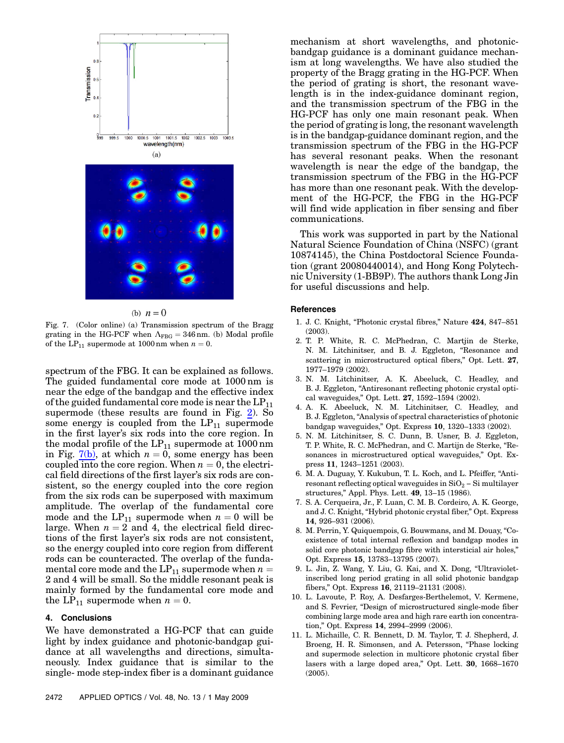Transmission

wavelength(nm)

999 999.5 1000 1000.5 1001 1001.5 1002 1002.5 1003 1003.5

0 0.2 0.4 0.5 0.8 1

(a)

(b) $n = 0$

Fig. 7. (Color online) (a) Transmission spectrum of the Bragg grating in the HG-PCF when $\Lambda_{FBG} = 346$ nm. (b) Modal profile of the $LP_{11}$ supermode at 1000 nm when $n = 0$.

spectrum of the FBG. It can be explained as follows. The guided fundamental core mode at 1000 nm is near the edge of the bandgap and the effective index of the guided fundamental core mode is near the $LP_{11}$ supermode (these results are found in Fig. 2). So some energy is coupled from the $LP_{11}$ supermode in the first layer's six rods into the core region. In the modal profile of the $LP_{11}$ supermode at 1000 nm in Fig. 7(b), at which $n = 0$, some energy has been coupled into the core region. When $n = 0$, the electrical field directions of the first layer's six rods are consistent, so the energy coupled into the core region from the six rods can be superposed with maximum amplitude. The overlap of the fundamental core mode and the $LP_{11}$ supermode when $n = 0$ will be large. When $n = 2$ and 4, the electrical field directions of the first layer's six rods are not consistent, so the energy coupled into core region from different rods can be counteracted. The overlap of the fundamental core mode and the $LP_{11}$ supermode when $n = 2$ and 4 will be small. So the middle resonant peak is mainly formed by the fundamental core mode and the $LP_{11}$ supermode when $n = 0$.

## 4. Conclusions

We have demonstrated a HG-PCF that can guide light by index guidance and photonic-bandgap guidance at all wavelengths and directions, simultaneously. Index guidance that is similar to the single- mode step-index fiber is a dominant guidance mechanism at short wavelengths, and photonic-bandgap guidance is a dominant guidance mechanism at long wavelengths. We have also studied the property of the Bragg grating in the HG-PCF. When the period of grating is short, the resonant wavelength is in the index-guidance dominant region, and the transmission spectrum of the FBG in the HG-PCF has only one main resonant peak. When the period of grating is long, the resonant wavelength is in the bandgap-guidance dominant region, and the transmission spectrum of the FBG in the HG-PCF has several resonant peaks. When the resonant wavelength is near the edge of the bandgap, the transmission spectrum of the FBG in the HG-PCF has more than one resonant peak. With the development of the HG-PCF, the FBG in the HG-PCF will find wide application in fiber sensing and fiber communications.

This work was supported in part by the National Natural Science Foundation of China (NSFC) (grant 10874145), the China Postdoctoral Science Foundation (grant 20080440014), and Hong Kong Polytechnic University (1-BB9P). The authors thank Long Jin for useful discussions and help.

## References

1. J. C. Knight, "Photonic crystal fibres," Nature **424**, 847–851 (2003).
2. T. P. White, R. C. McPhedran, C. Martjin de Sterke, N. M. Litchinitser, and B. J. Eggleton, "Resonance and scattering in microstructured optical fibers," Opt. Lett. **27**, 1977–1979 (2002).
3. N. M. Litchinitser, A. K. Abeeluck, C. Headley, and B. J. Eggleton, "Antiresonant reflecting photonic crystal optical waveguides," Opt. Lett. **27**, 1592–1594 (2002).
4. A. K. Abeeluck, N. M. Litchinitser, C. Headley, and B. J. Eggleton, "Analysis of spectral characteristics of photonic bandgap waveguides," Opt. Express **10**, 1320–1333 (2002).
5. N. M. Litchinitser, S. C. Dunn, B. Usner, B. J. Eggleton, T. P. White, R. C. McPhedran, and C. Martijn de Sterke, "Resonances in microstructured optical waveguides," Opt. Express **11**, 1243–1251 (2003).
6. M. A. Duguay, Y. Kukubun, T. L. Koch, and L. Pfeiffer, "Antiresonant reflecting optical waveguides in $SiO_2$ – Si multilayer structures," Appl. Phys. Lett. **49**, 13–15 (1986).
7. S. A. Cerqueira, Jr., F. Luan, C. M. B. Cordeiro, A. K. George, and J. C. Knight, "Hybrid photonic crystal fiber," Opt. Express **14**, 926–931 (2006).
8. M. Perrin, Y. Quiquempois, G. Bouwmans, and M. Douay, "Coexistence of total internal reflexion and bandgap modes in solid core photonic bandgap fibre with intersticial air holes," Opt. Express **15**, 13783–13795 (2007).
9. L. Jin, Z. Wang, Y. Liu, G. Kai, and X. Dong, "Ultraviolet-inscribed long period grating in all solid photonic bandgap fibers," Opt. Express **16**, 21119–21131 (2008).
10. L. Lavoute, P. Roy, A. Desfarges-Berthelemot, V. Kermene, and S. Fevrier, "Design of microstructured single-mode fiber combining large mode area and high rare earth ion concentration," Opt. Express **14**, 2994–2999 (2006).
11. L. Michaille, C. R. Bennett, D. M. Taylor, T. J. Shepherd, J. Broeng, H. R. Simonsen, and A. Petersson, "Phase locking and supermode selection in multicore photonic crystal fiber lasers with a large doped area," Opt. Lett. **30**, 1668–1670 (2005).